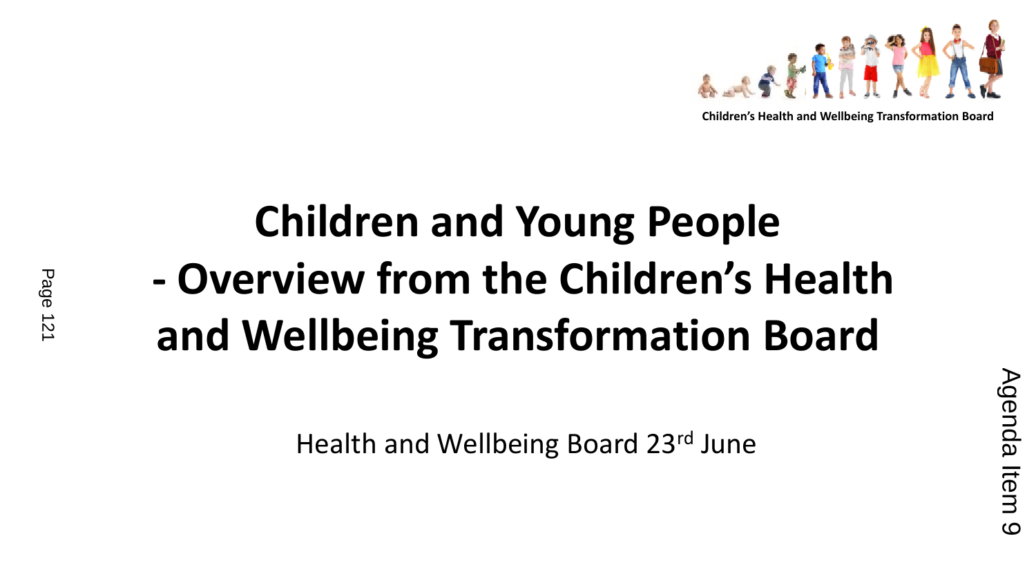Children's Health and Wellbeing Transformation Board

# Children and Young People - Overview from the Children's Health and Wellbeing Transformation Board

Health and Wellbeing Board 23rd June

Agenda Item 9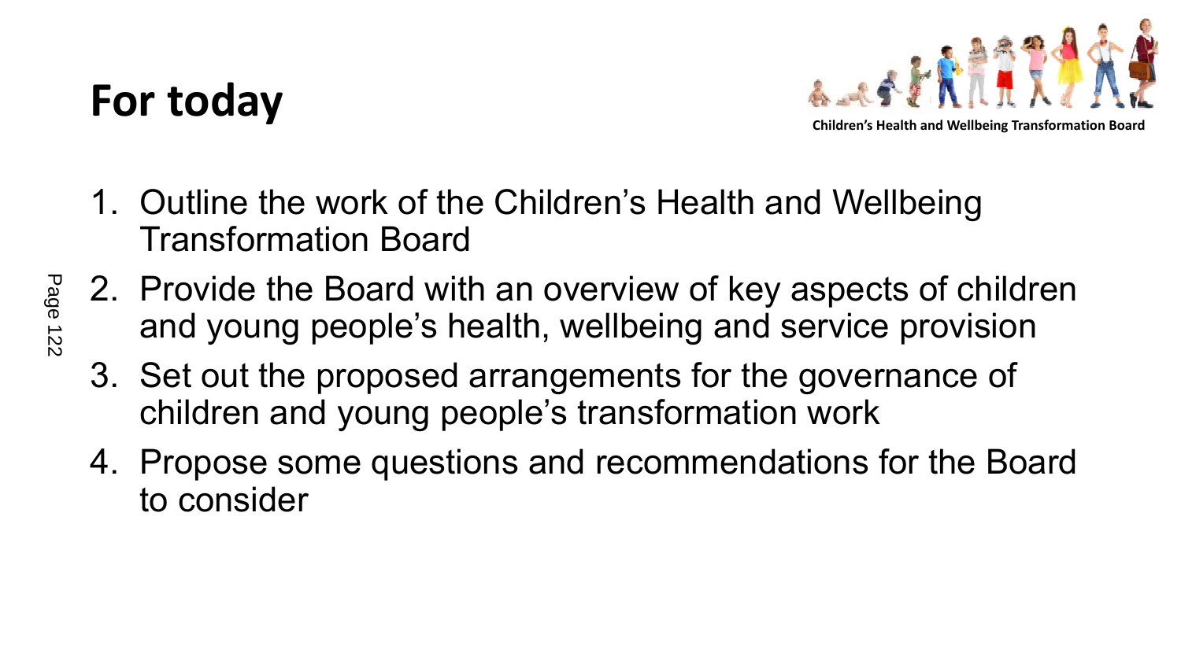# For today

Children's Health and Wellbeing Transformation Board

1. Outline the work of the Children's Health and Wellbeing Transformation Board
2. Provide the Board with an overview of key aspects of children and young people's health, wellbeing and service provision
3. Set out the proposed arrangements for the governance of children and young people's transformation work
4. Propose some questions and recommendations for the Board to consider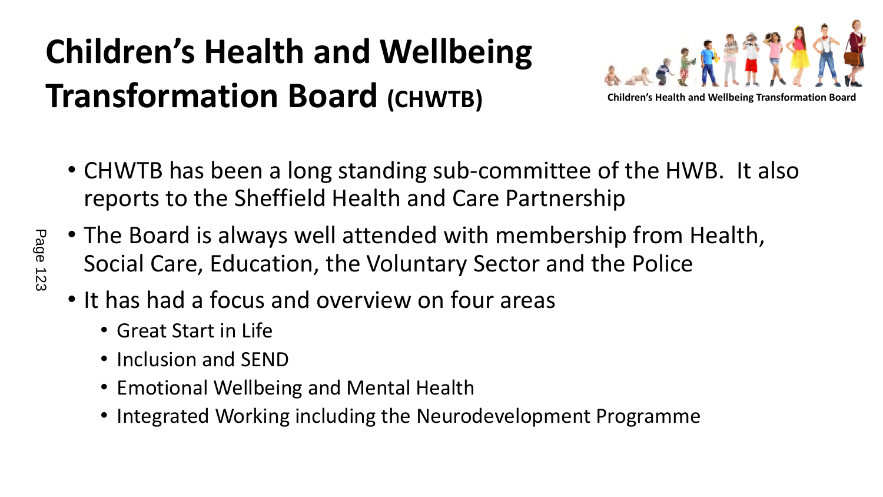# Children's Health and Wellbeing Transformation Board (CHWTB)

Children's Health and Wellbeing Transformation Board

- CHWTB has been a long standing sub-committee of the HWB. It also reports to the Sheffield Health and Care Partnership
- The Board is always well attended with membership from Health, Social Care, Education, the Voluntary Sector and the Police
- It has had a focus and overview on four areas
  - Great Start in Life
  - Inclusion and SEND
  - Emotional Wellbeing and Mental Health
  - Integrated Working including the Neurodevelopment Programme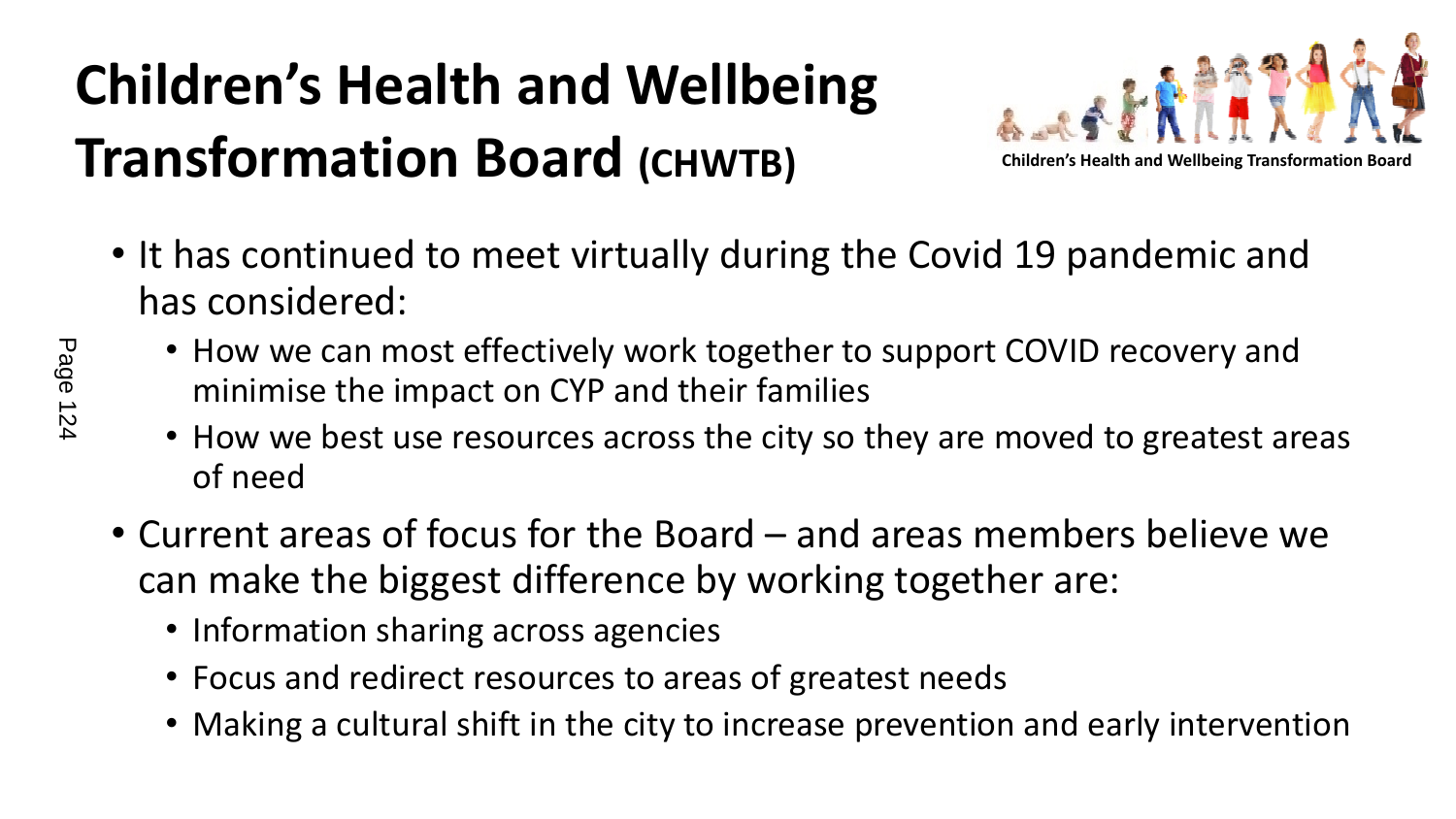# Children's Health and Wellbeing Transformation Board (CHWTB)

Children's Health and Wellbeing Transformation Board

- It has continued to meet virtually during the Covid 19 pandemic and has considered:
  - How we can most effectively work together to support COVID recovery and minimise the impact on CYP and their families
  - How we best use resources across the city so they are moved to greatest areas of need
- Current areas of focus for the Board – and areas members believe we can make the biggest difference by working together are:
  - Information sharing across agencies
  - Focus and redirect resources to areas of greatest needs
  - Making a cultural shift in the city to increase prevention and early intervention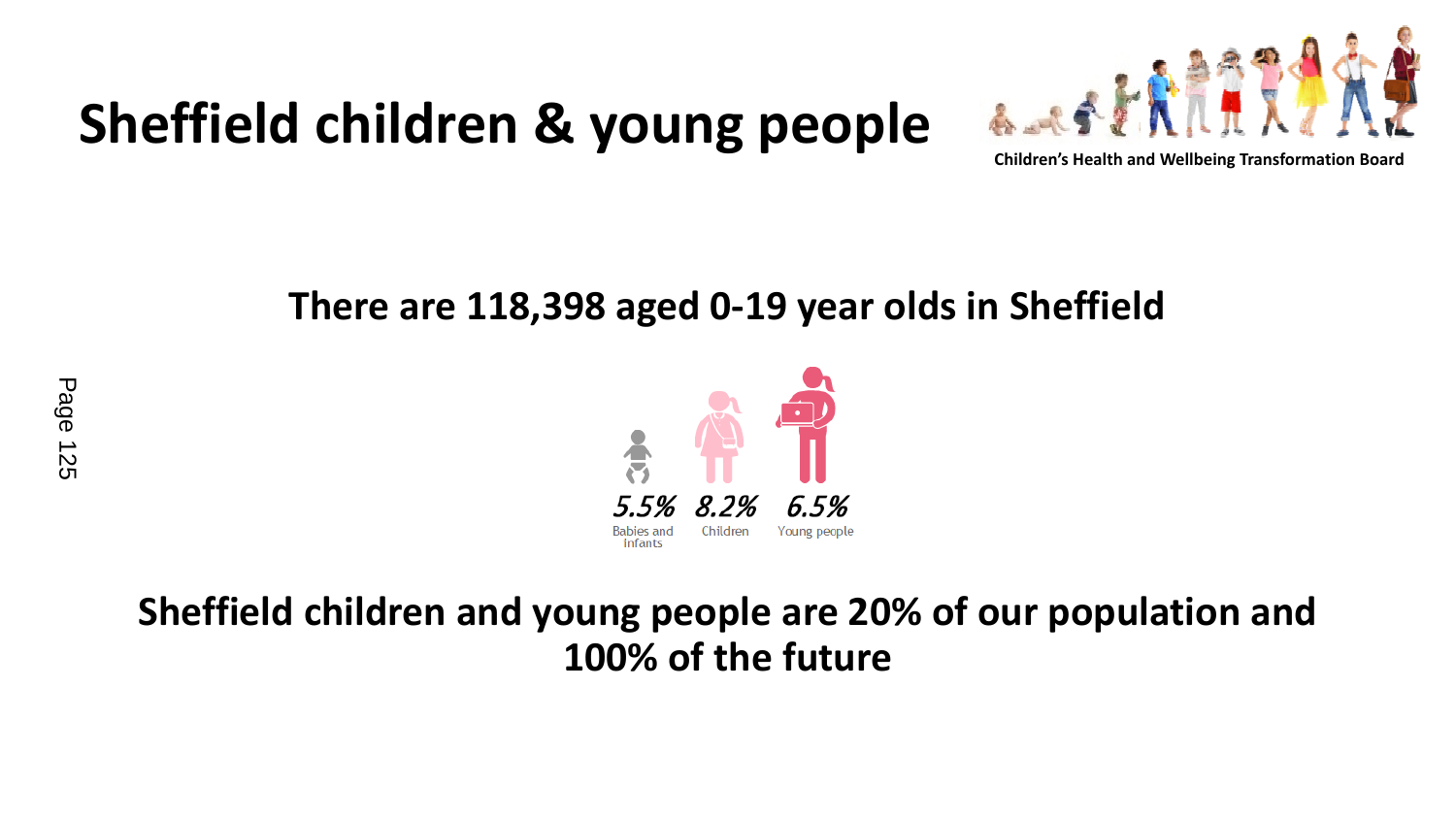# Sheffield children & young people

Children's Health and Wellbeing Transformation Board

**There are 118,398 aged 0-19 year olds in Sheffield**

5.5% Babies and Infants

8.2% Children

6.5% Young people

**Sheffield children and young people are 20% of our population and 100% of the future**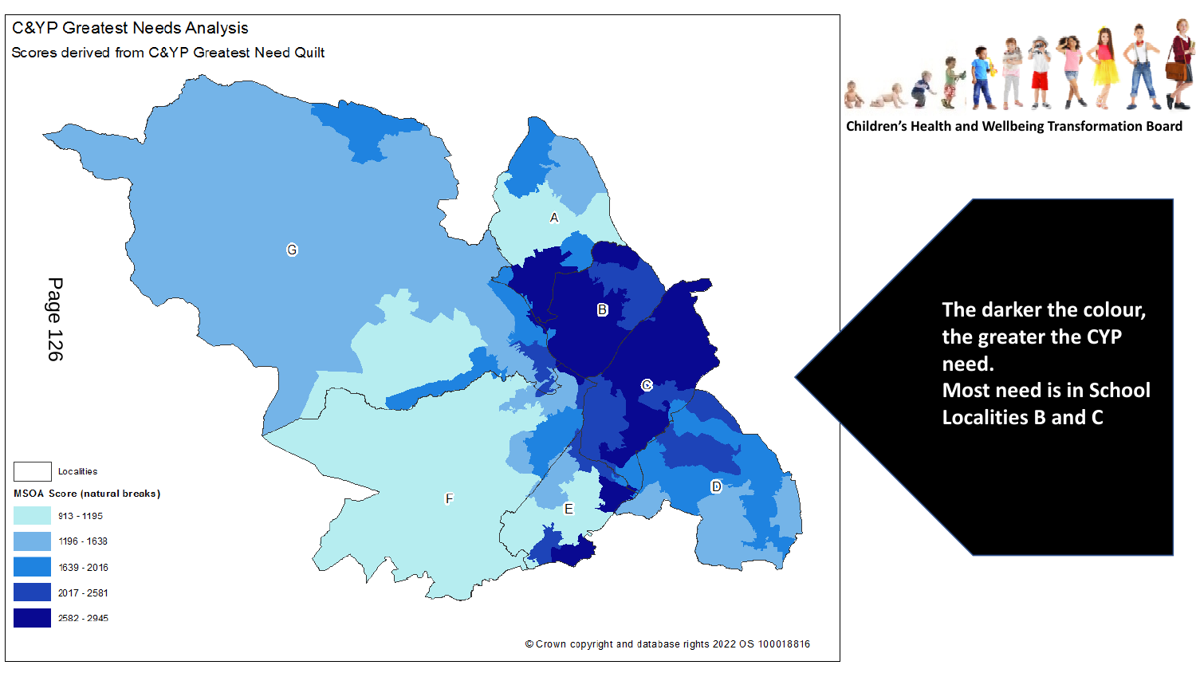# C&YP Greatest Needs Analysis

Scores derived from C&YP Greatest Need Quilt

Localities

MSOA Score (natural breaks)

- 913 - 1195
- 1196 - 1638
- 1639 - 2016
- 2017 - 2581
- 2582 - 2945

A B C D E F G

© Crown copyright and database rights 2022 OS 100018816

Children's Health and Wellbeing Transformation Board

**The darker the colour, the greater the CYP need.**
**Most need is in School Localities B and C**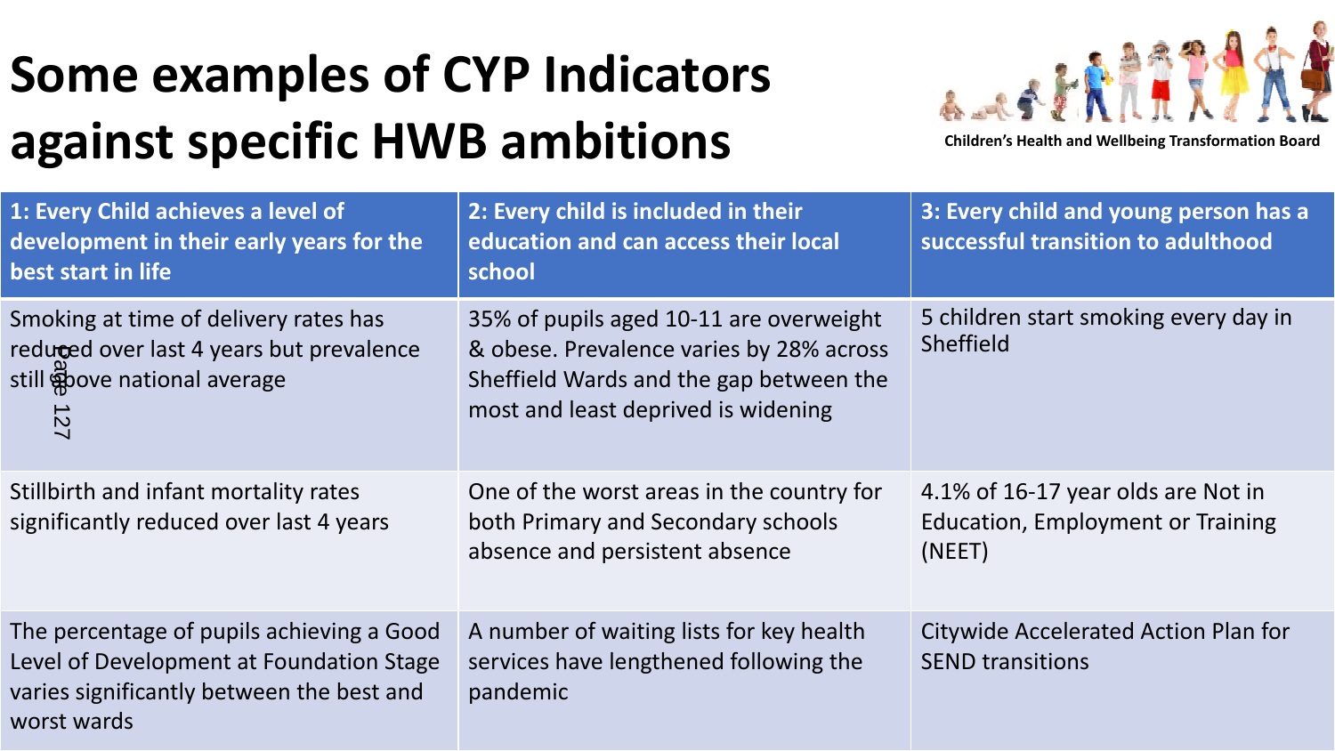# Some examples of CYP Indicators against specific HWB ambitions

Children's Health and Wellbeing Transformation Board

| 1: Every Child achieves a level of development in their early years for the best start in life | 2: Every child is included in their education and can access their local school | 3: Every child and young person has a successful transition to adulthood |
|---|---|---|
| Smoking at time of delivery rates has reduced over last 4 years but prevalence still above national average | 35% of pupils aged 10-11 are overweight & obese. Prevalence varies by 28% across Sheffield Wards and the gap between the most and least deprived is widening | 5 children start smoking every day in Sheffield |
| Stillbirth and infant mortality rates significantly reduced over last 4 years | One of the worst areas in the country for both Primary and Secondary schools absence and persistent absence | 4.1% of 16-17 year olds are Not in Education, Employment or Training (NEET) |
| The percentage of pupils achieving a Good Level of Development at Foundation Stage varies significantly between the best and worst wards | A number of waiting lists for key health services have lengthened following the pandemic | Citywide Accelerated Action Plan for SEND transitions |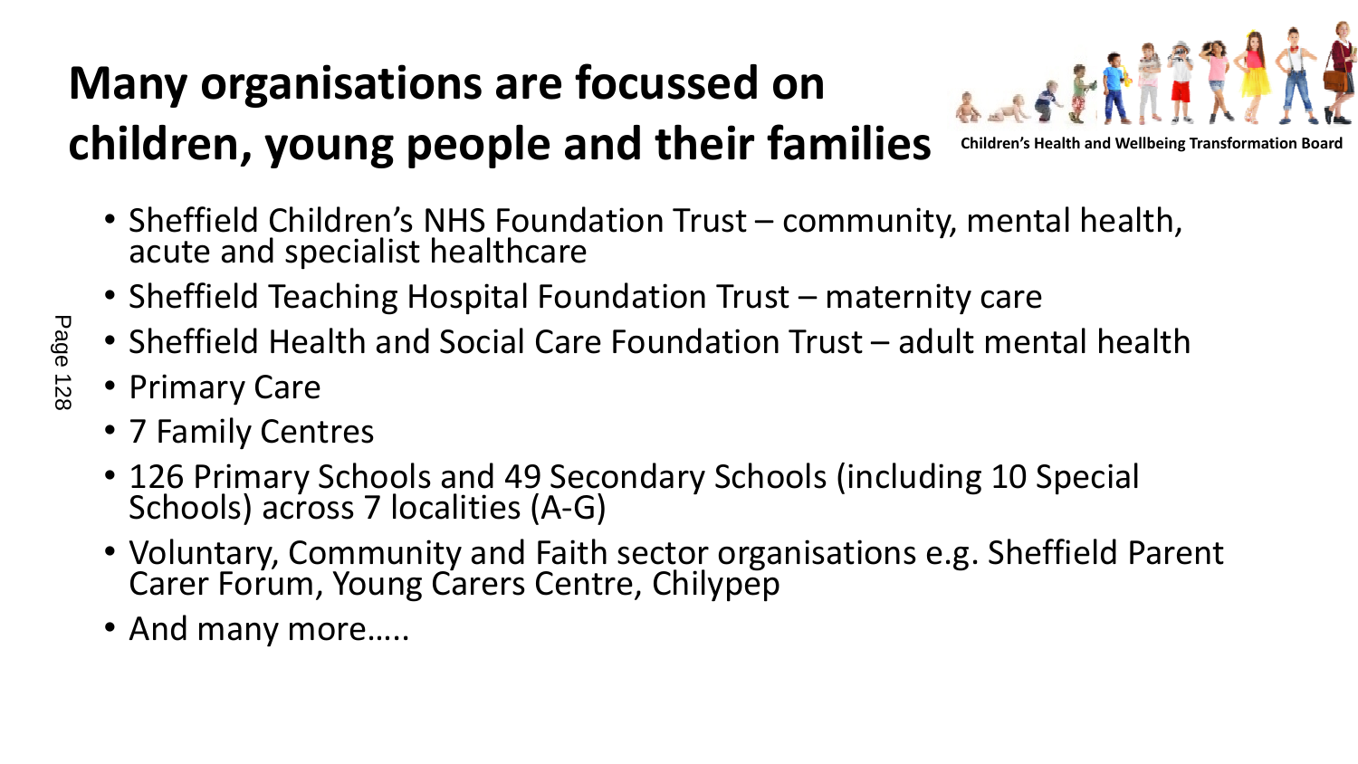# Many organisations are focussed on children, young people and their families

Children's Health and Wellbeing Transformation Board

- Sheffield Children's NHS Foundation Trust – community, mental health, acute and specialist healthcare
- Sheffield Teaching Hospital Foundation Trust – maternity care
- Sheffield Health and Social Care Foundation Trust – adult mental health
- Primary Care
- 7 Family Centres
- 126 Primary Schools and 49 Secondary Schools (including 10 Special Schools) across 7 localities (A-G)
- Voluntary, Community and Faith sector organisations e.g. Sheffield Parent Carer Forum, Young Carers Centre, Chilypep
- And many more…..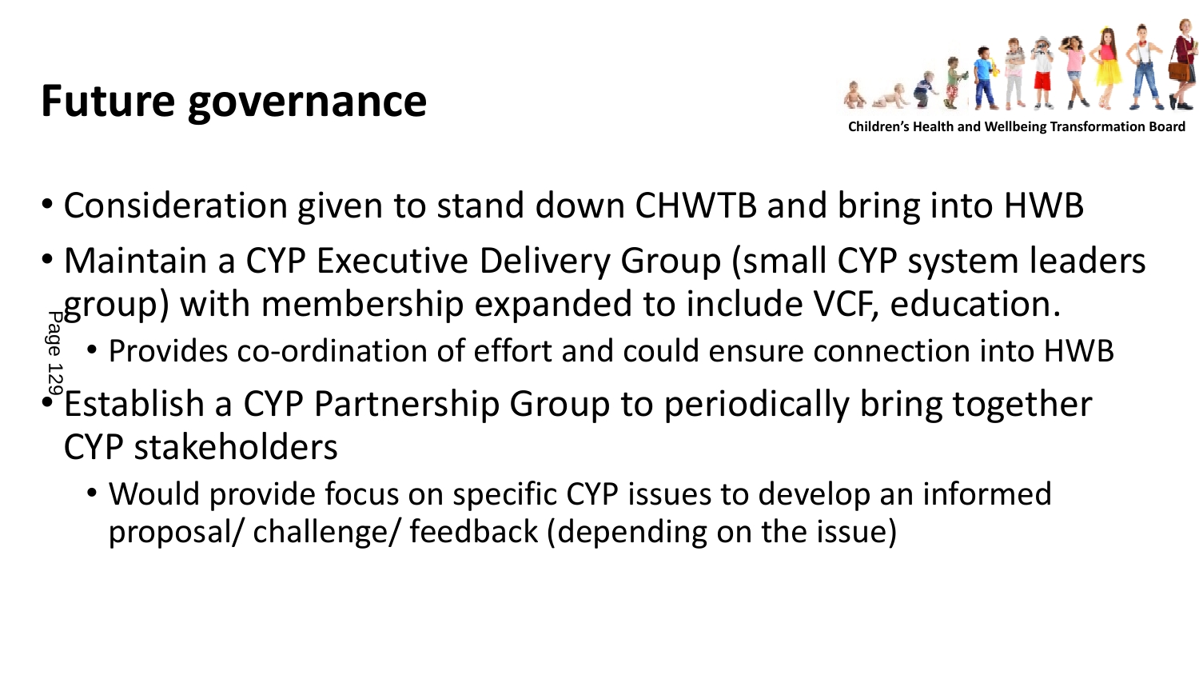# Future governance

Children's Health and Wellbeing Transformation Board

- Consideration given to stand down CHWTB and bring into HWB
- Maintain a CYP Executive Delivery Group (small CYP system leaders group) with membership expanded to include VCF, education.
  - Provides co-ordination of effort and could ensure connection into HWB
- Establish a CYP Partnership Group to periodically bring together CYP stakeholders
  - Would provide focus on specific CYP issues to develop an informed proposal/ challenge/ feedback (depending on the issue)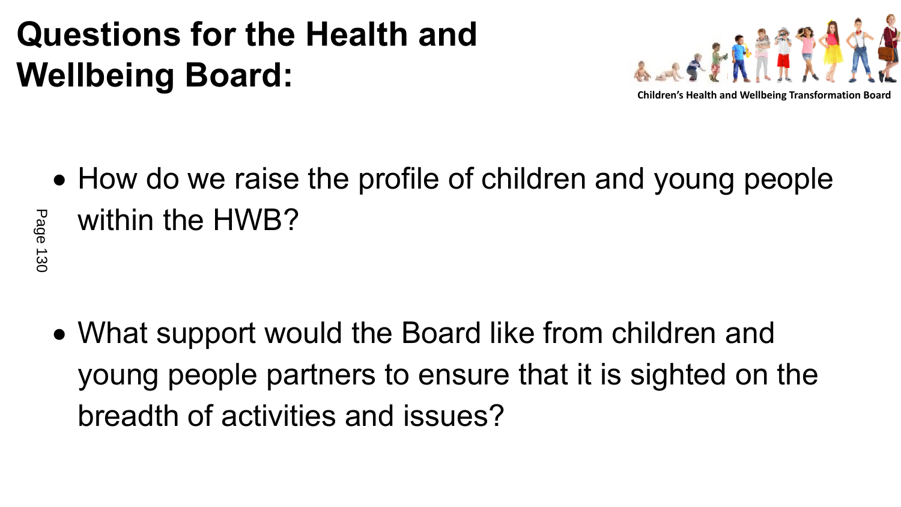# Questions for the Health and Wellbeing Board:

Children's Health and Wellbeing Transformation Board

- How do we raise the profile of children and young people within the HWB?

- What support would the Board like from children and young people partners to ensure that it is sighted on the breadth of activities and issues?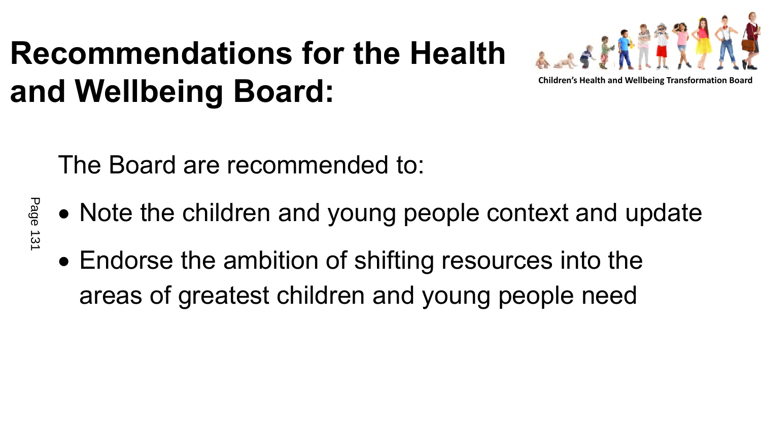# Recommendations for the Health and Wellbeing Board:

Children's Health and Wellbeing Transformation Board

The Board are recommended to:

- Note the children and young people context and update
- Endorse the ambition of shifting resources into the areas of greatest children and young people need